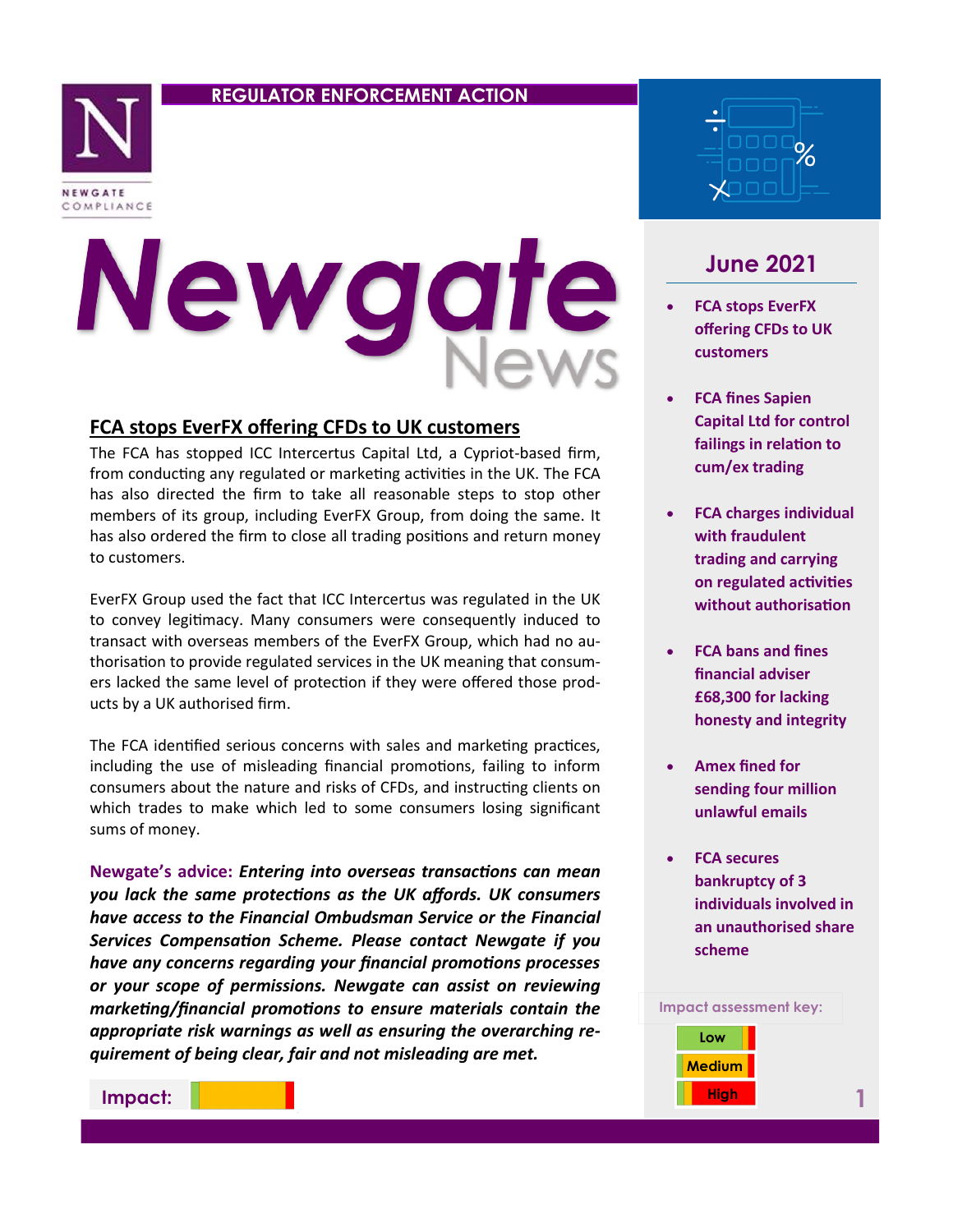REGULATOR ENFORCEMENT ACTION

NEWGATE COMPLIANCE

# Newgate News

## June 2021

- FCA stops EverFX offering CFDs to UK customers
- FCA fines Sapien Capital Ltd for control failings in relation to cum/ex trading
- FCA charges individual with fraudulent trading and carrying on regulated activities without authorisation
- FCA bans and fines financial adviser £68,300 for lacking honesty and integrity
- Amex fined for sending four million unlawful emails
- FCA secures bankruptcy of 3 individuals involved in an unauthorised share scheme

## FCA stops EverFX offering CFDs to UK customers

The FCA has stopped ICC Intercertus Capital Ltd, a Cypriot-based firm, from conducting any regulated or marketing activities in the UK. The FCA has also directed the firm to take all reasonable steps to stop other members of its group, including EverFX Group, from doing the same. It has also ordered the firm to close all trading positions and return money to customers.

EverFX Group used the fact that ICC Intercertus was regulated in the UK to convey legitimacy. Many consumers were consequently induced to transact with overseas members of the EverFX Group, which had no authorisation to provide regulated services in the UK meaning that consumers lacked the same level of protection if they were offered those products by a UK authorised firm.

The FCA identified serious concerns with sales and marketing practices, including the use of misleading financial promotions, failing to inform consumers about the nature and risks of CFDs, and instructing clients on which trades to make which led to some consumers losing significant sums of money.

**Newgate's advice:** ***Entering into overseas transactions can mean you lack the same protections as the UK affords. UK consumers have access to the Financial Ombudsman Service or the Financial Services Compensation Scheme. Please contact Newgate if you have any concerns regarding your financial promotions processes or your scope of permissions. Newgate can assist on reviewing marketing/financial promotions to ensure materials contain the appropriate risk warnings as well as ensuring the overarching requirement of being clear, fair and not misleading are met.***

**Impact:** Medium

Impact assessment key:

- Low
- Medium
- High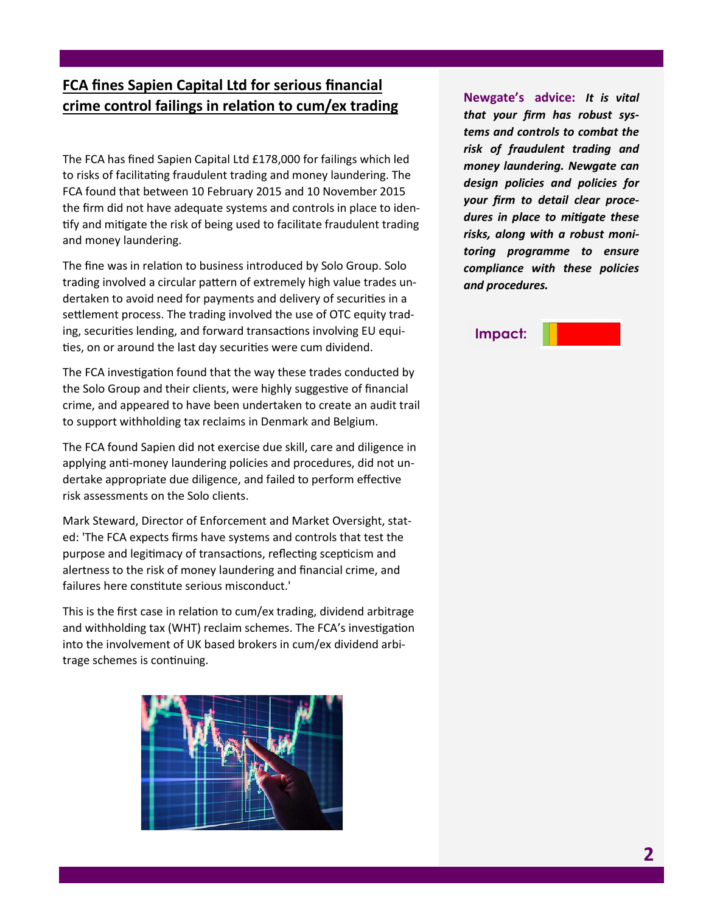## FCA fines Sapien Capital Ltd for serious financial crime control failings in relation to cum/ex trading

The FCA has fined Sapien Capital Ltd £178,000 for failings which led to risks of facilitating fraudulent trading and money laundering. The FCA found that between 10 February 2015 and 10 November 2015 the firm did not have adequate systems and controls in place to identify and mitigate the risk of being used to facilitate fraudulent trading and money laundering.

The fine was in relation to business introduced by Solo Group. Solo trading involved a circular pattern of extremely high value trades undertaken to avoid need for payments and delivery of securities in a settlement process. The trading involved the use of OTC equity trading, securities lending, and forward transactions involving EU equities, on or around the last day securities were cum dividend.

The FCA investigation found that the way these trades conducted by the Solo Group and their clients, were highly suggestive of financial crime, and appeared to have been undertaken to create an audit trail to support withholding tax reclaims in Denmark and Belgium.

The FCA found Sapien did not exercise due skill, care and diligence in applying anti-money laundering policies and procedures, did not undertake appropriate due diligence, and failed to perform effective risk assessments on the Solo clients.

Mark Steward, Director of Enforcement and Market Oversight, stated: 'The FCA expects firms have systems and controls that test the purpose and legitimacy of transactions, reflecting scepticism and alertness to the risk of money laundering and financial crime, and failures here constitute serious misconduct.'

This is the first case in relation to cum/ex trading, dividend arbitrage and withholding tax (WHT) reclaim schemes. The FCA's investigation into the involvement of UK based brokers in cum/ex dividend arbitrage schemes is continuing.

**Newgate's advice:** ***It is vital that your firm has robust systems and controls to combat the risk of fraudulent trading and money laundering. Newgate can design policies and policies for your firm to detail clear procedures in place to mitigate these risks, along with a robust monitoring programme to ensure compliance with these policies and procedures.***

**Impact:**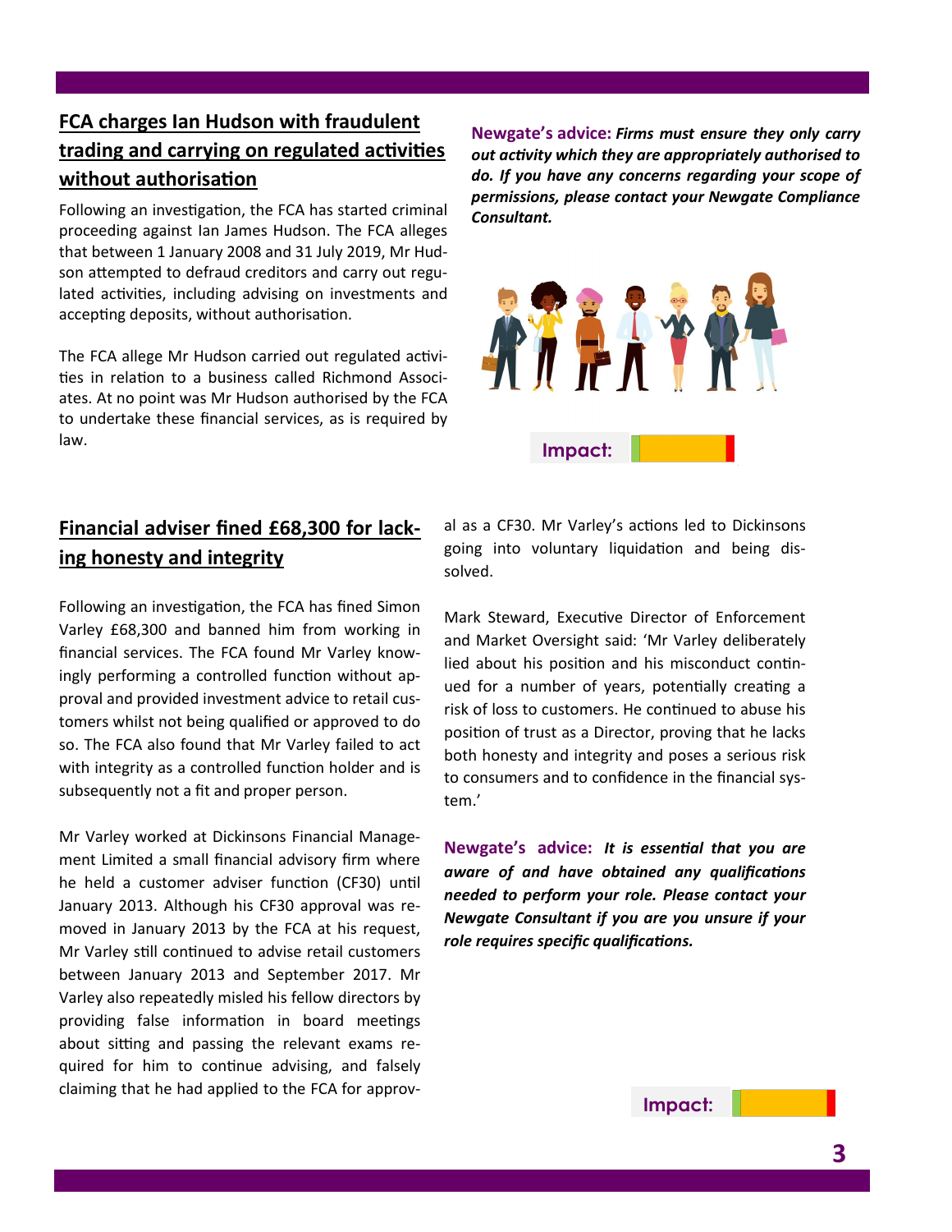## FCA charges Ian Hudson with fraudulent trading and carrying on regulated activities without authorisation

Following an investigation, the FCA has started criminal proceeding against Ian James Hudson. The FCA alleges that between 1 January 2008 and 31 July 2019, Mr Hudson attempted to defraud creditors and carry out regulated activities, including advising on investments and accepting deposits, without authorisation.

The FCA allege Mr Hudson carried out regulated activities in relation to a business called Richmond Associates. At no point was Mr Hudson authorised by the FCA to undertake these financial services, as is required by law.

**Newgate's advice:** ***Firms must ensure they only carry out activity which they are appropriately authorised to do. If you have any concerns regarding your scope of permissions, please contact your Newgate Compliance Consultant.***

Impact:

## Financial adviser fined £68,300 for lacking honesty and integrity

Following an investigation, the FCA has fined Simon Varley £68,300 and banned him from working in financial services. The FCA found Mr Varley knowingly performing a controlled function without approval and provided investment advice to retail customers whilst not being qualified or approved to do so. The FCA also found that Mr Varley failed to act with integrity as a controlled function holder and is subsequently not a fit and proper person.

Mr Varley worked at Dickinsons Financial Management Limited a small financial advisory firm where he held a customer adviser function (CF30) until January 2013. Although his CF30 approval was removed in January 2013 by the FCA at his request, Mr Varley still continued to advise retail customers between January 2013 and September 2017. Mr Varley also repeatedly misled his fellow directors by providing false information in board meetings about sitting and passing the relevant exams required for him to continue advising, and falsely claiming that he had applied to the FCA for approval as a CF30. Mr Varley's actions led to Dickinsons going into voluntary liquidation and being dissolved.

Mark Steward, Executive Director of Enforcement and Market Oversight said: 'Mr Varley deliberately lied about his position and his misconduct continued for a number of years, potentially creating a risk of loss to customers. He continued to abuse his position of trust as a Director, proving that he lacks both honesty and integrity and poses a serious risk to consumers and to confidence in the financial system.'

**Newgate's advice:** ***It is essential that you are aware of and have obtained any qualifications needed to perform your role. Please contact your Newgate Consultant if you are you unsure if your role requires specific qualifications.***

Impact: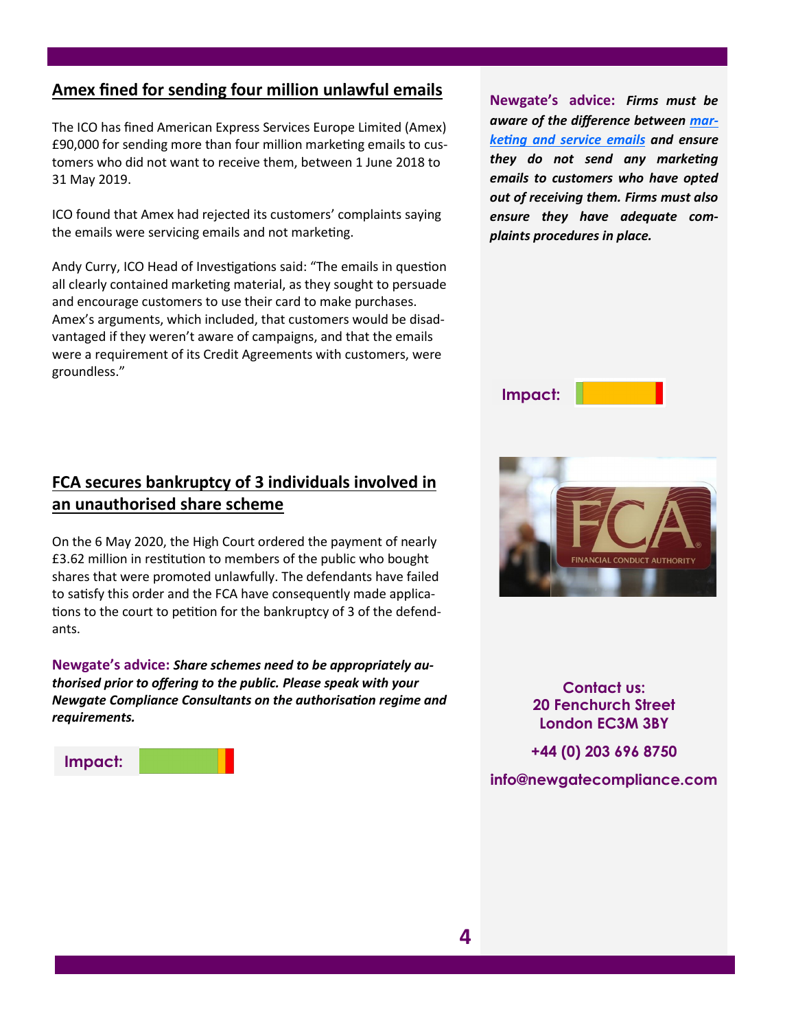## Amex fined for sending four million unlawful emails

The ICO has fined American Express Services Europe Limited (Amex) £90,000 for sending more than four million marketing emails to customers who did not want to receive them, between 1 June 2018 to 31 May 2019.

ICO found that Amex had rejected its customers' complaints saying the emails were servicing emails and not marketing.

Andy Curry, ICO Head of Investigations said: "The emails in question all clearly contained marketing material, as they sought to persuade and encourage customers to use their card to make purchases. Amex's arguments, which included, that customers would be disadvantaged if they weren't aware of campaigns, and that the emails were a requirement of its Credit Agreements with customers, were groundless."

**Newgate's advice:** ***Firms must be aware of the difference between marketing and service emails and ensure they do not send any marketing emails to customers who have opted out of receiving them. Firms must also ensure they have adequate complaints procedures in place.***

**Impact:**

## FCA secures bankruptcy of 3 individuals involved in an unauthorised share scheme

On the 6 May 2020, the High Court ordered the payment of nearly £3.62 million in restitution to members of the public who bought shares that were promoted unlawfully. The defendants have failed to satisfy this order and the FCA have consequently made applications to the court to petition for the bankruptcy of 3 of the defendants.

**Newgate's advice:** ***Share schemes need to be appropriately authorised prior to offering to the public. Please speak with your Newgate Compliance Consultants on the authorisation regime and requirements.***

**Impact:**

**Contact us:**
**20 Fenchurch Street**
**London EC3M 3BY**

**+44 (0) 203 696 8750**

**info@newgatecompliance.com**